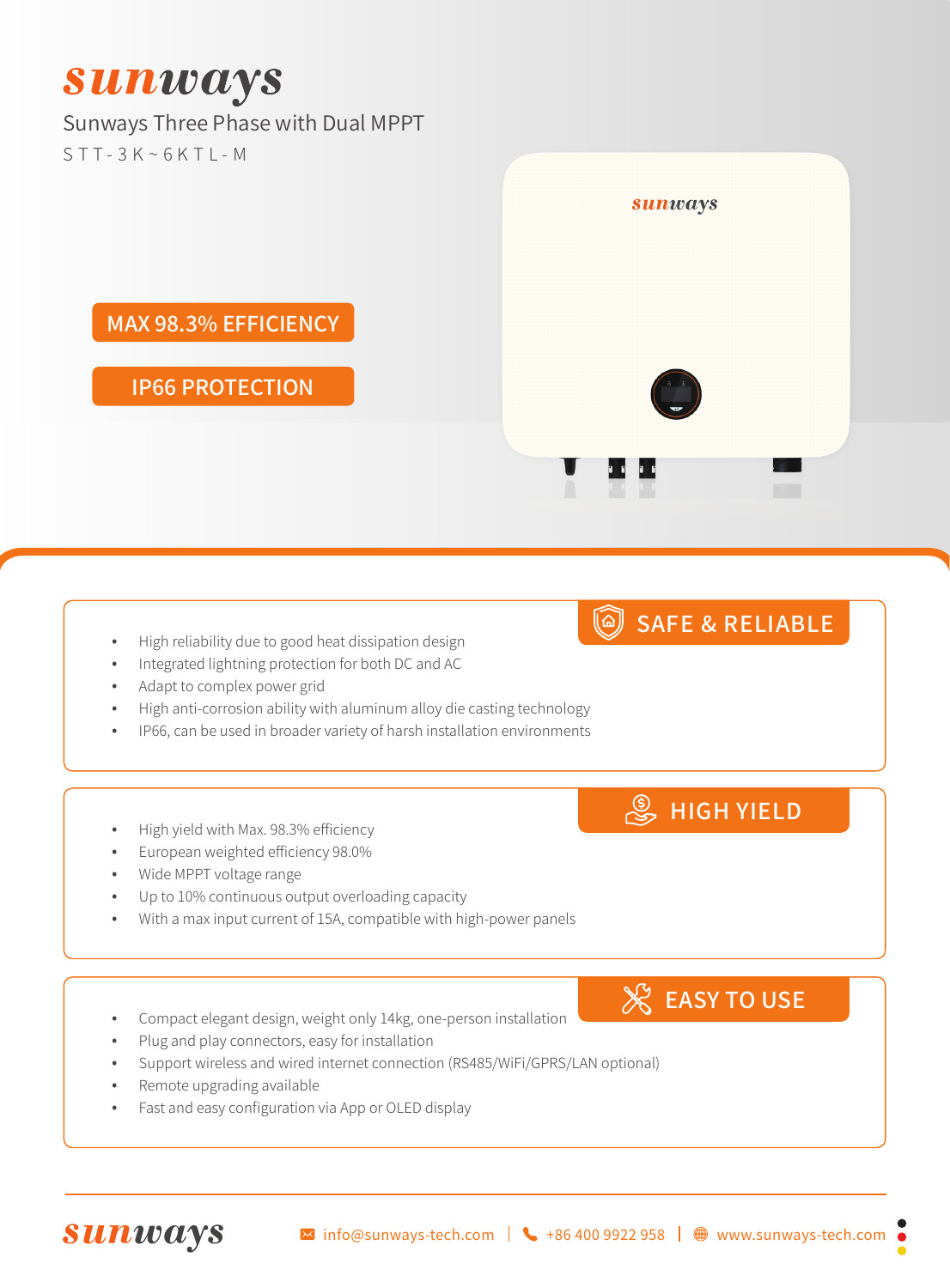# sunways

## Sunways Three Phase with Dual MPPT

STT-3K~6KTL-M

**MAX 98.3% EFFICIENCY**

**IP66 PROTECTION**

### SAFE & RELIABLE

- High reliability due to good heat dissipation design
- Integrated lightning protection for both DC and AC
- Adapt to complex power grid
- High anti-corrosion ability with aluminum alloy die casting technology
- IP66, can be used in broader variety of harsh installation environments

### HIGH YIELD

- High yield with Max. 98.3% efficiency
- European weighted efficiency 98.0%
- Wide MPPT voltage range
- Up to 10% continuous output overloading capacity
- With a max input current of 15A, compatible with high-power panels

### EASY TO USE

- Compact elegant design, weight only 14kg, one-person installation
- Plug and play connectors, easy for installation
- Support wireless and wired internet connection (RS485/WiFi/GPRS/LAN optional)
- Remote upgrading available
- Fast and easy configuration via App or OLED display

sunways | info@sunways-tech.com | +86 400 9922 958 | www.sunways-tech.com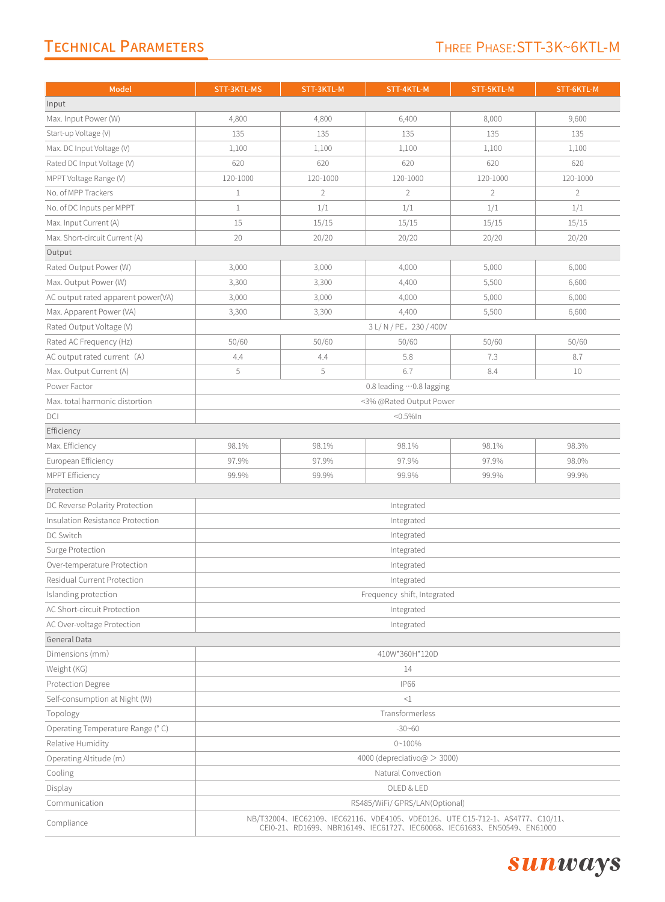# Technical Parameters

## Three Phase:STT-3K~6KTL-M

| Model | STT-3KTL-MS | STT-3KTL-M | STT-4KTL-M | STT-5KTL-M | STT-6KTL-M |
|---|---|---|---|---|---|
| **Input** | | | | | |
| Max. Input Power (W) | 4,800 | 4,800 | 6,400 | 8,000 | 9,600 |
| Start-up Voltage (V) | 135 | 135 | 135 | 135 | 135 |
| Max. DC Input Voltage (V) | 1,100 | 1,100 | 1,100 | 1,100 | 1,100 |
| Rated DC Input Voltage (V) | 620 | 620 | 620 | 620 | 620 |
| MPPT Voltage Range (V) | 120-1000 | 120-1000 | 120-1000 | 120-1000 | 120-1000 |
| No. of MPP Trackers | 1 | 2 | 2 | 2 | 2 |
| No. of DC Inputs per MPPT | 1 | 1/1 | 1/1 | 1/1 | 1/1 |
| Max. Input Current (A) | 15 | 15/15 | 15/15 | 15/15 | 15/15 |
| Max. Short-circuit Current (A) | 20 | 20/20 | 20/20 | 20/20 | 20/20 |
| **Output** | | | | | |
| Rated Output Power (W) | 3,000 | 3,000 | 4,000 | 5,000 | 6,000 |
| Max. Output Power (W) | 3,300 | 3,300 | 4,400 | 5,500 | 6,600 |
| AC output rated apparent power(VA) | 3,000 | 3,000 | 4,000 | 5,000 | 6,000 |
| Max. Apparent Power (VA) | 3,300 | 3,300 | 4,400 | 5,500 | 6,600 |
| Rated Output Voltage (V) | 3 L/ N / PE，230 / 400V | | | | |
| Rated AC Frequency (Hz) | 50/60 | 50/60 | 50/60 | 50/60 | 50/60 |
| AC output rated current (A) | 4.4 | 4.4 | 5.8 | 7.3 | 8.7 |
| Max. Output Current (A) | 5 | 5 | 6.7 | 8.4 | 10 |
| Power Factor | 0.8 leading …0.8 lagging | | | | |
| Max. total harmonic distortion | <3% @Rated Output Power | | | | |
| DCI | <0.5%In | | | | |
| **Efficiency** | | | | | |
| Max. Efficiency | 98.1% | 98.1% | 98.1% | 98.1% | 98.3% |
| European Efficiency | 97.9% | 97.9% | 97.9% | 97.9% | 98.0% |
| MPPT Efficiency | 99.9% | 99.9% | 99.9% | 99.9% | 99.9% |
| **Protection** | | | | | |
| DC Reverse Polarity Protection | Integrated | | | | |
| Insulation Resistance Protection | Integrated | | | | |
| DC Switch | Integrated | | | | |
| Surge Protection | Integrated | | | | |
| Over-temperature Protection | Integrated | | | | |
| Residual Current Protection | Integrated | | | | |
| Islanding protection | Frequency shift, Integrated | | | | |
| AC Short-circuit Protection | Integrated | | | | |
| AC Over-voltage Protection | Integrated | | | | |
| **General Data** | | | | | |
| Dimensions (mm) | 410W*360H*120D | | | | |
| Weight (KG) | 14 | | | | |
| Protection Degree | IP66 | | | | |
| Self-consumption at Night (W) | <1 | | | | |
| Topology | Transformerless | | | | |
| Operating Temperature Range (° C) | -30~60 | | | | |
| Relative Humidity | 0~100% | | | | |
| Operating Altitude (m) | 4000 (depreciativo@ > 3000) | | | | |
| Cooling | Natural Convection | | | | |
| Display | OLED & LED | | | | |
| Communication | RS485/WiFi/ GPRS/LAN(Optional) | | | | |
| Compliance | NB/T32004、IEC62109、IEC62116、VDE4105、VDE0126、UTE C15-712-1、AS4777、C10/11、CEI0-21、RD1699、NBR16149、IEC61727、IEC60068、IEC61683、EN50549、EN61000 | | | | |

sunways